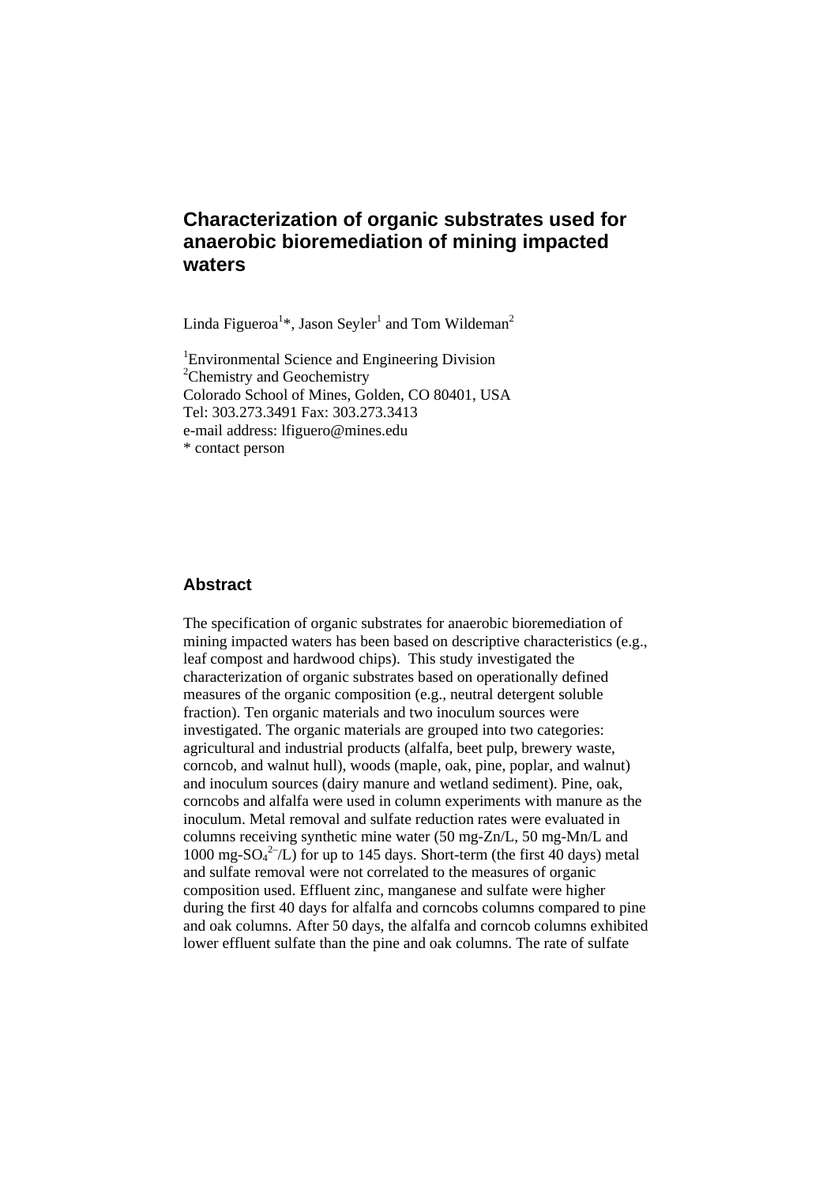# Characterization of organic substrates used for anaerobic bioremediation of mining impacted waters

Linda Figueroa[1]*, Jason Seyler[1] and Tom Wildeman[2]

[1]Environmental Science and Engineering Division
[2]Chemistry and Geochemistry
Colorado School of Mines, Golden, CO 80401, USA
Tel: 303.273.3491 Fax: 303.273.3413
e-mail address: lfiguero@mines.edu
* contact person

## Abstract

The specification of organic substrates for anaerobic bioremediation of mining impacted waters has been based on descriptive characteristics (e.g., leaf compost and hardwood chips). This study investigated the characterization of organic substrates based on operationally defined measures of the organic composition (e.g., neutral detergent soluble fraction). Ten organic materials and two inoculum sources were investigated. The organic materials are grouped into two categories: agricultural and industrial products (alfalfa, beet pulp, brewery waste, corncob, and walnut hull), woods (maple, oak, pine, poplar, and walnut) and inoculum sources (dairy manure and wetland sediment). Pine, oak, corncobs and alfalfa were used in column experiments with manure as the inoculum. Metal removal and sulfate reduction rates were evaluated in columns receiving synthetic mine water (50 mg-Zn/L, 50 mg-Mn/L and 1000 mg-$SO_4^{2-}$/L) for up to 145 days. Short-term (the first 40 days) metal and sulfate removal were not correlated to the measures of organic composition used. Effluent zinc, manganese and sulfate were higher during the first 40 days for alfalfa and corncobs columns compared to pine and oak columns. After 50 days, the alfalfa and corncob columns exhibited lower effluent sulfate than the pine and oak columns. The rate of sulfate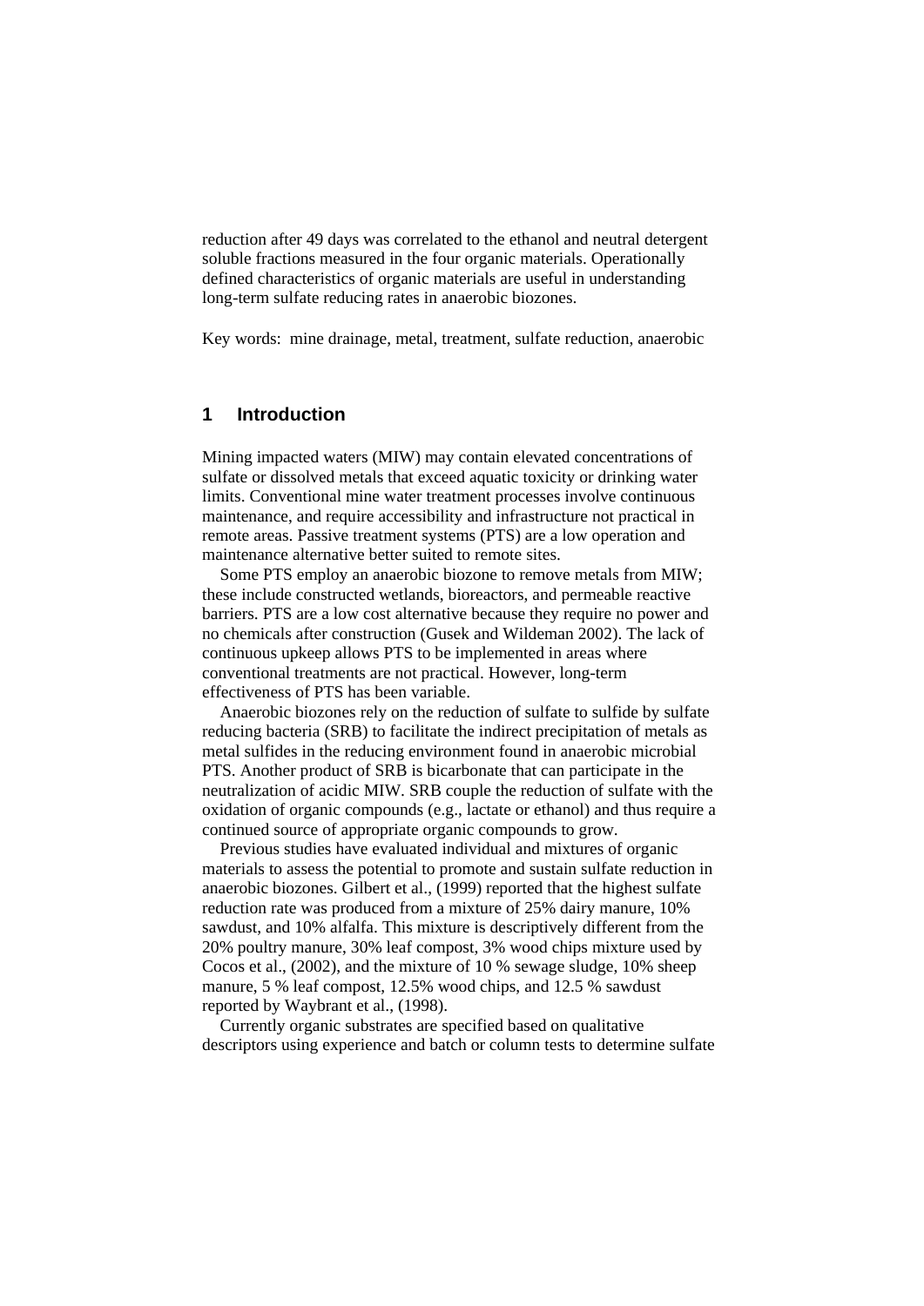reduction after 49 days was correlated to the ethanol and neutral detergent soluble fractions measured in the four organic materials. Operationally defined characteristics of organic materials are useful in understanding long-term sulfate reducing rates in anaerobic biozones.

Key words: mine drainage, metal, treatment, sulfate reduction, anaerobic

## 1 Introduction

Mining impacted waters (MIW) may contain elevated concentrations of sulfate or dissolved metals that exceed aquatic toxicity or drinking water limits. Conventional mine water treatment processes involve continuous maintenance, and require accessibility and infrastructure not practical in remote areas. Passive treatment systems (PTS) are a low operation and maintenance alternative better suited to remote sites.

Some PTS employ an anaerobic biozone to remove metals from MIW; these include constructed wetlands, bioreactors, and permeable reactive barriers. PTS are a low cost alternative because they require no power and no chemicals after construction (Gusek and Wildeman 2002). The lack of continuous upkeep allows PTS to be implemented in areas where conventional treatments are not practical. However, long-term effectiveness of PTS has been variable.

Anaerobic biozones rely on the reduction of sulfate to sulfide by sulfate reducing bacteria (SRB) to facilitate the indirect precipitation of metals as metal sulfides in the reducing environment found in anaerobic microbial PTS. Another product of SRB is bicarbonate that can participate in the neutralization of acidic MIW. SRB couple the reduction of sulfate with the oxidation of organic compounds (e.g., lactate or ethanol) and thus require a continued source of appropriate organic compounds to grow.

Previous studies have evaluated individual and mixtures of organic materials to assess the potential to promote and sustain sulfate reduction in anaerobic biozones. Gilbert et al., (1999) reported that the highest sulfate reduction rate was produced from a mixture of 25% dairy manure, 10% sawdust, and 10% alfalfa. This mixture is descriptively different from the 20% poultry manure, 30% leaf compost, 3% wood chips mixture used by Cocos et al., (2002), and the mixture of 10 % sewage sludge, 10% sheep manure, 5 % leaf compost, 12.5% wood chips, and 12.5 % sawdust reported by Waybrant et al., (1998).

Currently organic substrates are specified based on qualitative descriptors using experience and batch or column tests to determine sulfate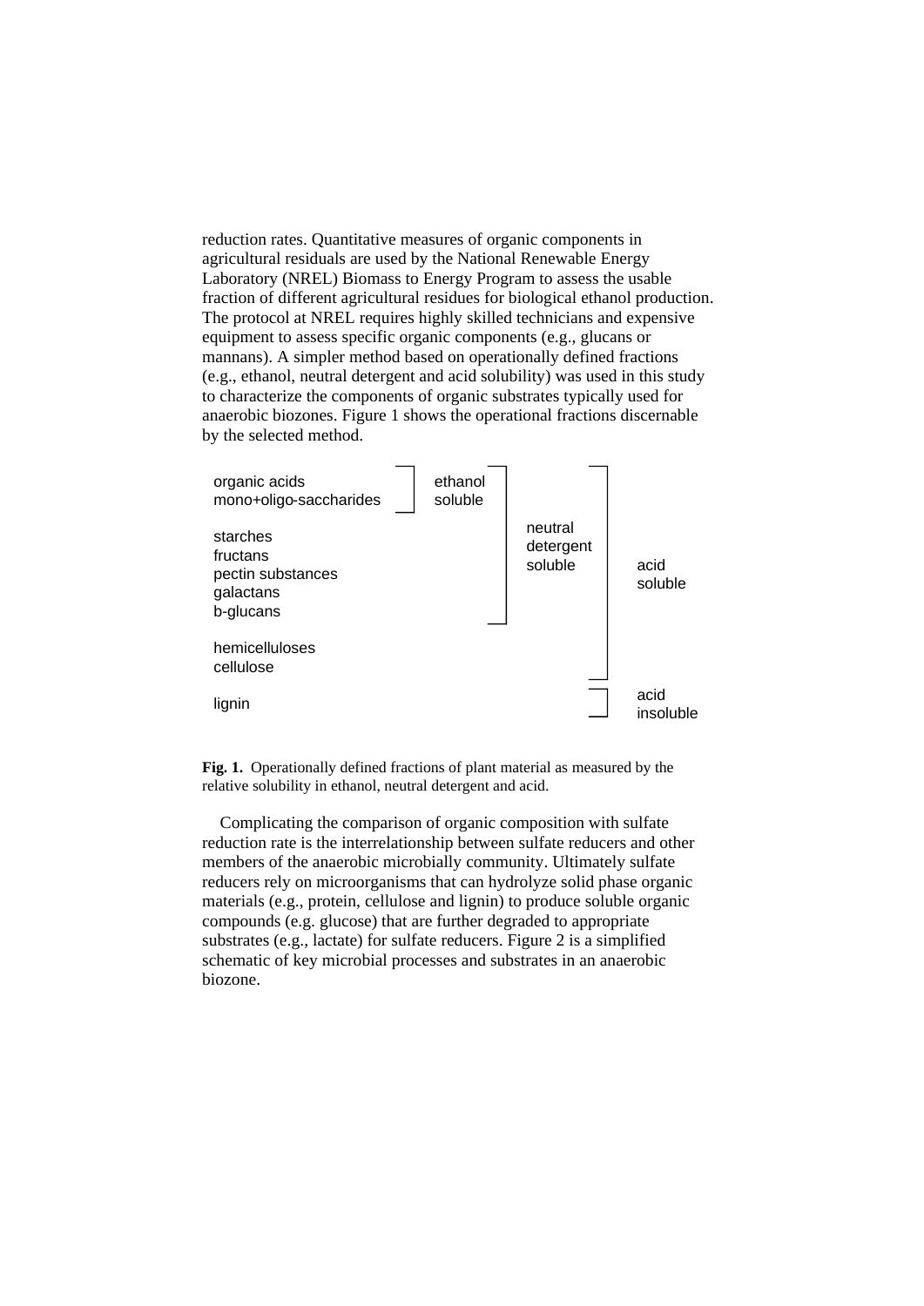reduction rates. Quantitative measures of organic components in agricultural residuals are used by the National Renewable Energy Laboratory (NREL) Biomass to Energy Program to assess the usable fraction of different agricultural residues for biological ethanol production. The protocol at NREL requires highly skilled technicians and expensive equipment to assess specific organic components (e.g., glucans or mannans). A simpler method based on operationally defined fractions (e.g., ethanol, neutral detergent and acid solubility) was used in this study to characterize the components of organic substrates typically used for anaerobic biozones. Figure 1 shows the operational fractions discernable by the selected method.

| Component | Ethanol | Neutral detergent | Acid |
|---|---|---|---|
| organic acids | ethanol soluble | neutral detergent soluble | acid soluble |
| mono+oligo-saccharides | ethanol soluble | neutral detergent soluble | acid soluble |
| starches | | neutral detergent soluble | acid soluble |
| fructans | | neutral detergent soluble | acid soluble |
| pectin substances | | neutral detergent soluble | acid soluble |
| galactans | | neutral detergent soluble | acid soluble |
| b-glucans | | neutral detergent soluble | acid soluble |
| hemicelluloses | | | acid soluble |
| cellulose | | | acid soluble |
| lignin | | | acid insoluble |

**Fig. 1.** Operationally defined fractions of plant material as measured by the relative solubility in ethanol, neutral detergent and acid.

Complicating the comparison of organic composition with sulfate reduction rate is the interrelationship between sulfate reducers and other members of the anaerobic microbially community. Ultimately sulfate reducers rely on microorganisms that can hydrolyze solid phase organic materials (e.g., protein, cellulose and lignin) to produce soluble organic compounds (e.g. glucose) that are further degraded to appropriate substrates (e.g., lactate) for sulfate reducers. Figure 2 is a simplified schematic of key microbial processes and substrates in an anaerobic biozone.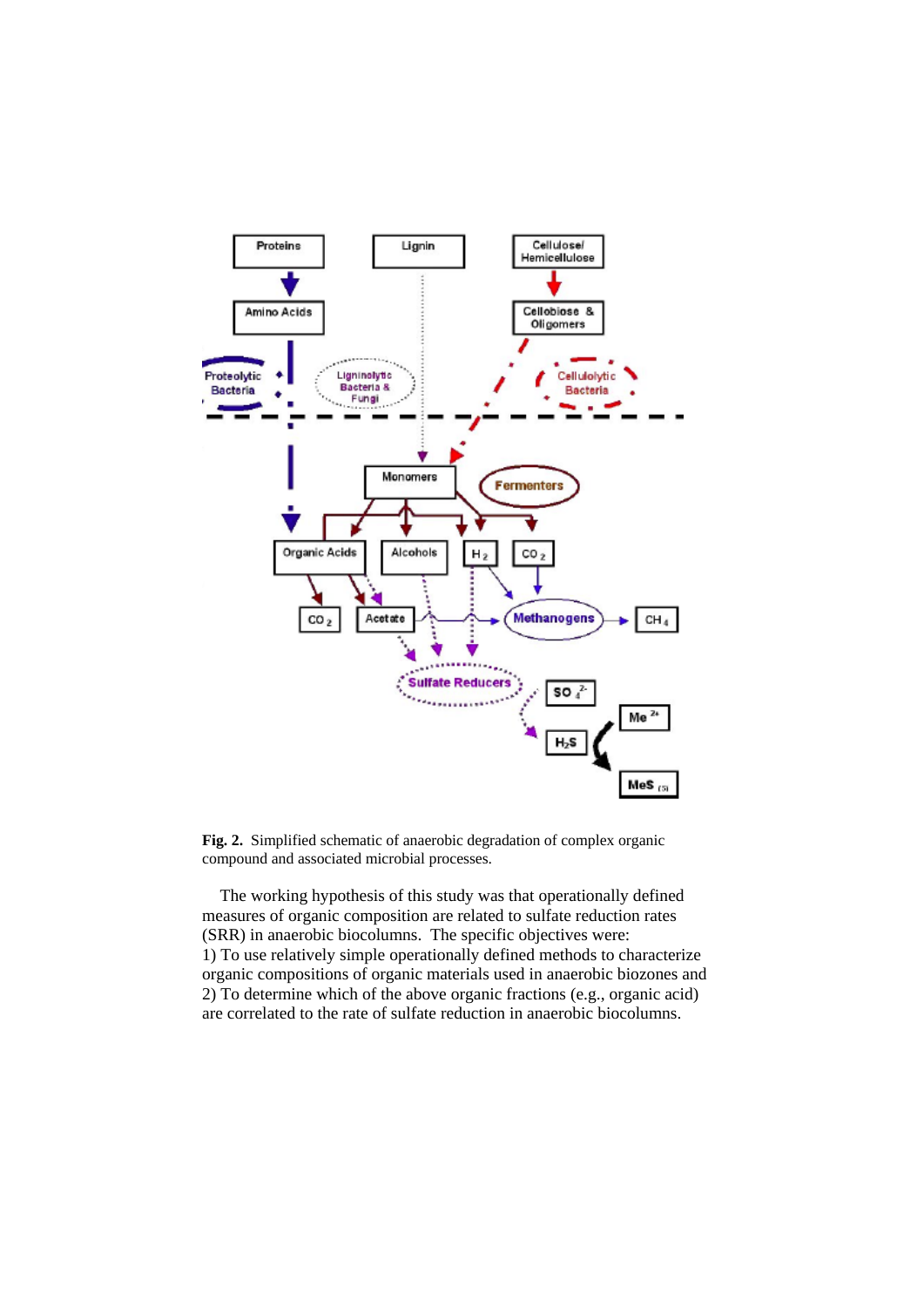**Fig. 2.** Simplified schematic of anaerobic degradation of complex organic compound and associated microbial processes.

The working hypothesis of this study was that operationally defined measures of organic composition are related to sulfate reduction rates (SRR) in anaerobic biocolumns. The specific objectives were:
1) To use relatively simple operationally defined methods to characterize organic compositions of organic materials used in anaerobic biozones and
2) To determine which of the above organic fractions (e.g., organic acid) are correlated to the rate of sulfate reduction in anaerobic biocolumns.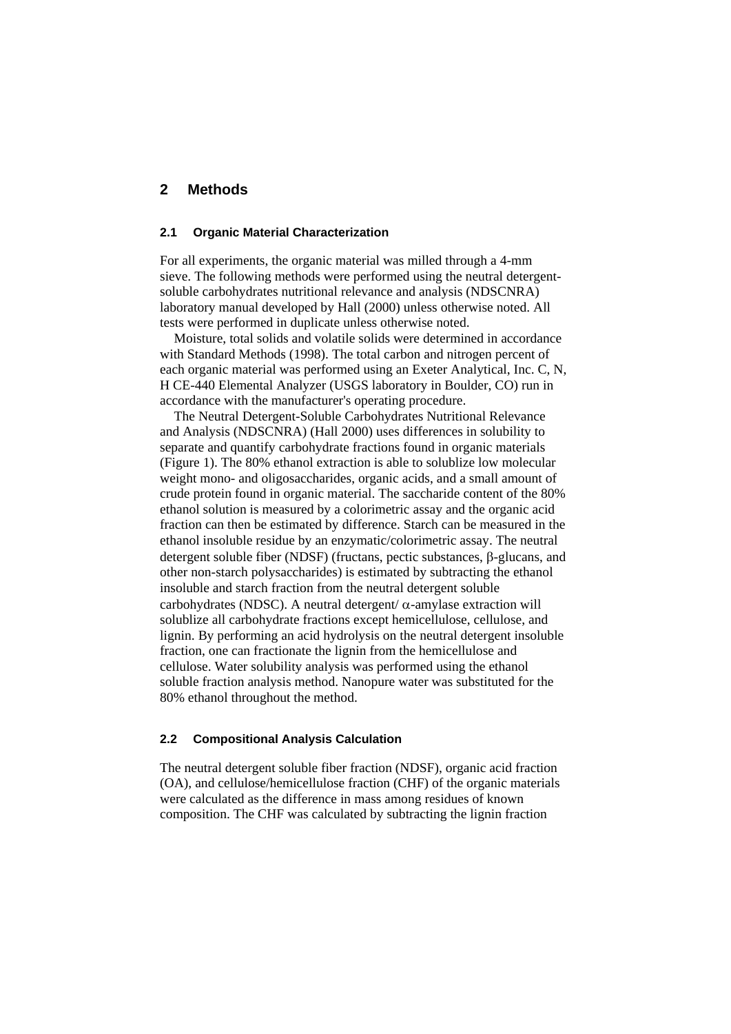## 2 Methods

### 2.1 Organic Material Characterization

For all experiments, the organic material was milled through a 4-mm sieve. The following methods were performed using the neutral detergent-soluble carbohydrates nutritional relevance and analysis (NDSCNRA) laboratory manual developed by Hall (2000) unless otherwise noted. All tests were performed in duplicate unless otherwise noted.

Moisture, total solids and volatile solids were determined in accordance with Standard Methods (1998). The total carbon and nitrogen percent of each organic material was performed using an Exeter Analytical, Inc. C, N, H CE-440 Elemental Analyzer (USGS laboratory in Boulder, CO) run in accordance with the manufacturer's operating procedure.

The Neutral Detergent-Soluble Carbohydrates Nutritional Relevance and Analysis (NDSCNRA) (Hall 2000) uses differences in solubility to separate and quantify carbohydrate fractions found in organic materials (Figure 1). The 80% ethanol extraction is able to solublize low molecular weight mono- and oligosaccharides, organic acids, and a small amount of crude protein found in organic material. The saccharide content of the 80% ethanol solution is measured by a colorimetric assay and the organic acid fraction can then be estimated by difference. Starch can be measured in the ethanol insoluble residue by an enzymatic/colorimetric assay. The neutral detergent soluble fiber (NDSF) (fructans, pectic substances, β-glucans, and other non-starch polysaccharides) is estimated by subtracting the ethanol insoluble and starch fraction from the neutral detergent soluble carbohydrates (NDSC). A neutral detergent/ α-amylase extraction will solublize all carbohydrate fractions except hemicellulose, cellulose, and lignin. By performing an acid hydrolysis on the neutral detergent insoluble fraction, one can fractionate the lignin from the hemicellulose and cellulose. Water solubility analysis was performed using the ethanol soluble fraction analysis method. Nanopure water was substituted for the 80% ethanol throughout the method.

### 2.2 Compositional Analysis Calculation

The neutral detergent soluble fiber fraction (NDSF), organic acid fraction (OA), and cellulose/hemicellulose fraction (CHF) of the organic materials were calculated as the difference in mass among residues of known composition. The CHF was calculated by subtracting the lignin fraction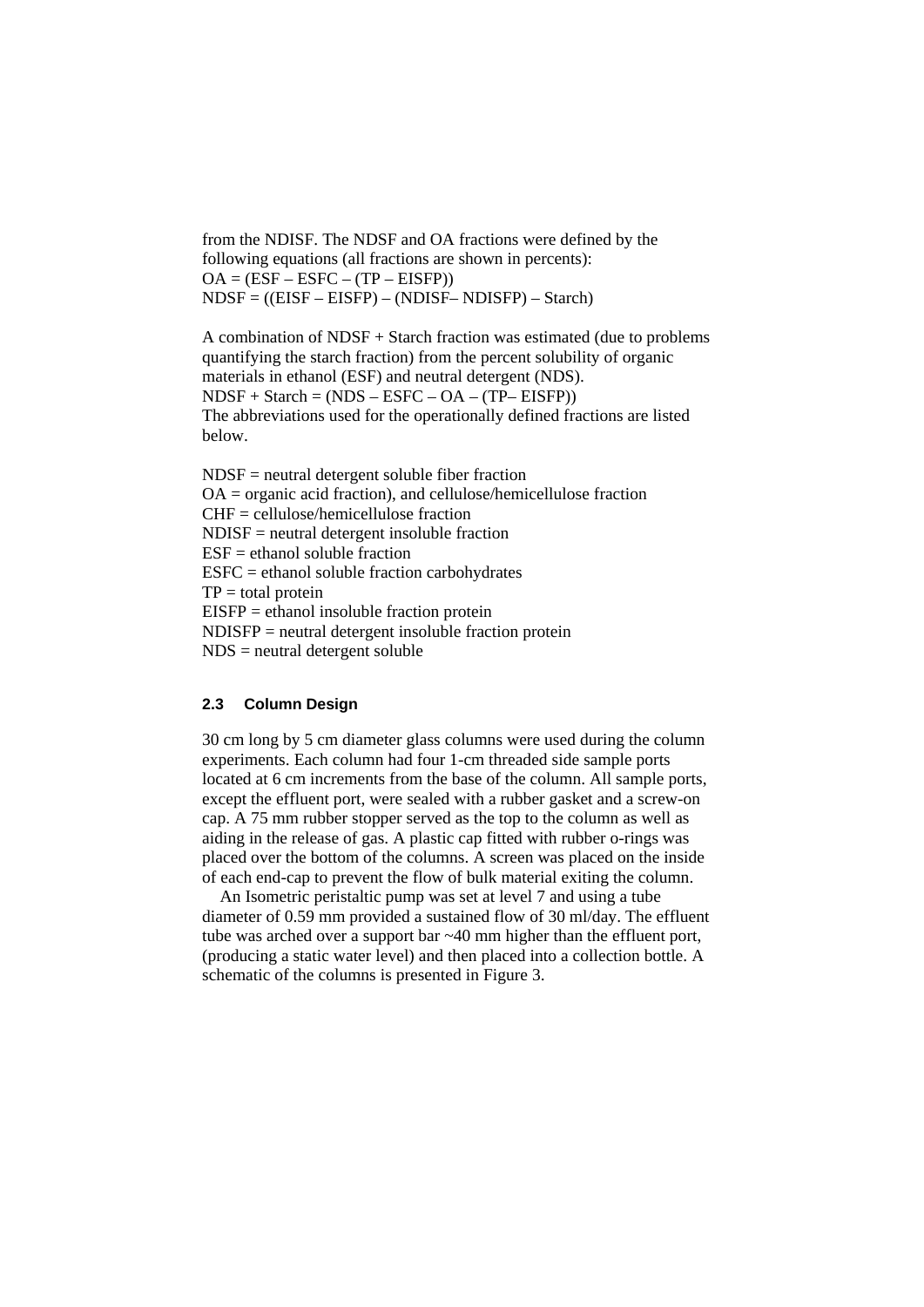from the NDISF. The NDSF and OA fractions were defined by the following equations (all fractions are shown in percents):

OA = (ESF – ESFC – (TP – EISFP))

NDSF = ((EISF – EISFP) – (NDISF– NDISFP) – Starch)

A combination of NDSF + Starch fraction was estimated (due to problems quantifying the starch fraction) from the percent solubility of organic materials in ethanol (ESF) and neutral detergent (NDS).

NDSF + Starch = (NDS – ESFC – OA – (TP– EISFP))

The abbreviations used for the operationally defined fractions are listed below.

NDSF = neutral detergent soluble fiber fraction
OA = organic acid fraction), and cellulose/hemicellulose fraction
CHF = cellulose/hemicellulose fraction
NDISF = neutral detergent insoluble fraction
ESF = ethanol soluble fraction
ESFC = ethanol soluble fraction carbohydrates
TP = total protein
EISFP = ethanol insoluble fraction protein
NDISFP = neutral detergent insoluble fraction protein
NDS = neutral detergent soluble

### 2.3 Column Design

30 cm long by 5 cm diameter glass columns were used during the column experiments. Each column had four 1-cm threaded side sample ports located at 6 cm increments from the base of the column. All sample ports, except the effluent port, were sealed with a rubber gasket and a screw-on cap. A 75 mm rubber stopper served as the top to the column as well as aiding in the release of gas. A plastic cap fitted with rubber o-rings was placed over the bottom of the columns. A screen was placed on the inside of each end-cap to prevent the flow of bulk material exiting the column.

An Isometric peristaltic pump was set at level 7 and using a tube diameter of 0.59 mm provided a sustained flow of 30 ml/day. The effluent tube was arched over a support bar ~40 mm higher than the effluent port, (producing a static water level) and then placed into a collection bottle. A schematic of the columns is presented in Figure 3.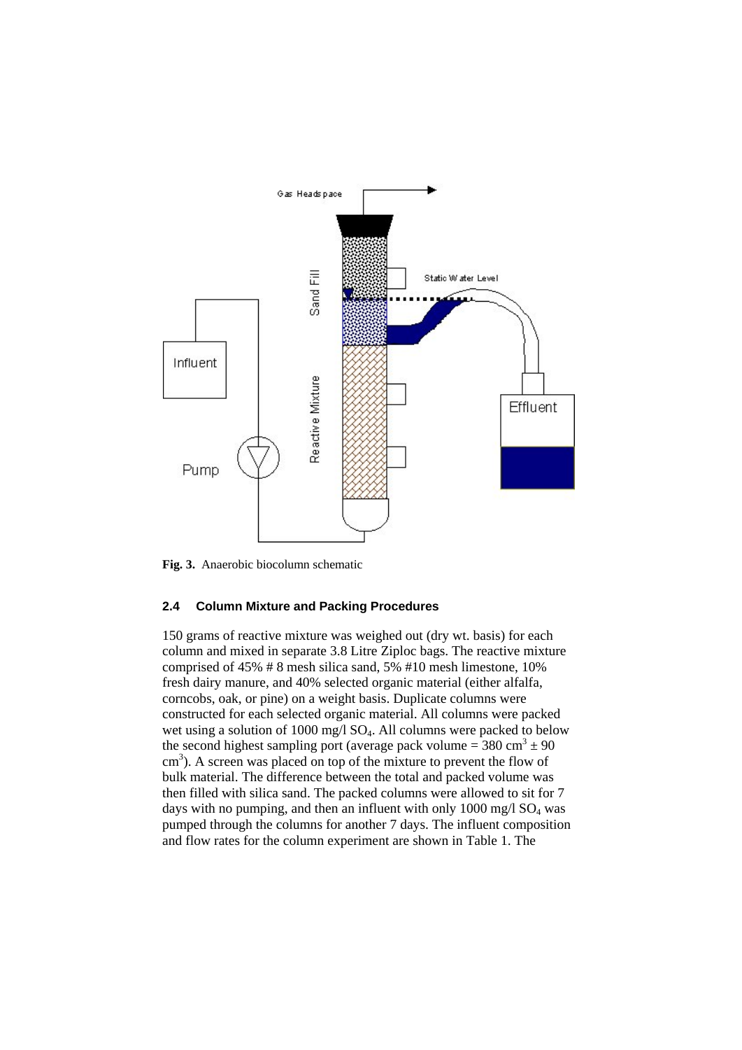**Fig. 3.** Anaerobic biocolumn schematic

### 2.4 Column Mixture and Packing Procedures

150 grams of reactive mixture was weighed out (dry wt. basis) for each column and mixed in separate 3.8 Litre Ziploc bags. The reactive mixture comprised of 45% # 8 mesh silica sand, 5% #10 mesh limestone, 10% fresh dairy manure, and 40% selected organic material (either alfalfa, corncobs, oak, or pine) on a weight basis. Duplicate columns were constructed for each selected organic material. All columns were packed wet using a solution of 1000 mg/l $SO_4$. All columns were packed to below the second highest sampling port (average pack volume = 380 $cm^3$ ± 90 $cm^3$). A screen was placed on top of the mixture to prevent the flow of bulk material. The difference between the total and packed volume was then filled with silica sand. The packed columns were allowed to sit for 7 days with no pumping, and then an influent with only 1000 mg/l $SO_4$ was pumped through the columns for another 7 days. The influent composition and flow rates for the column experiment are shown in Table 1. The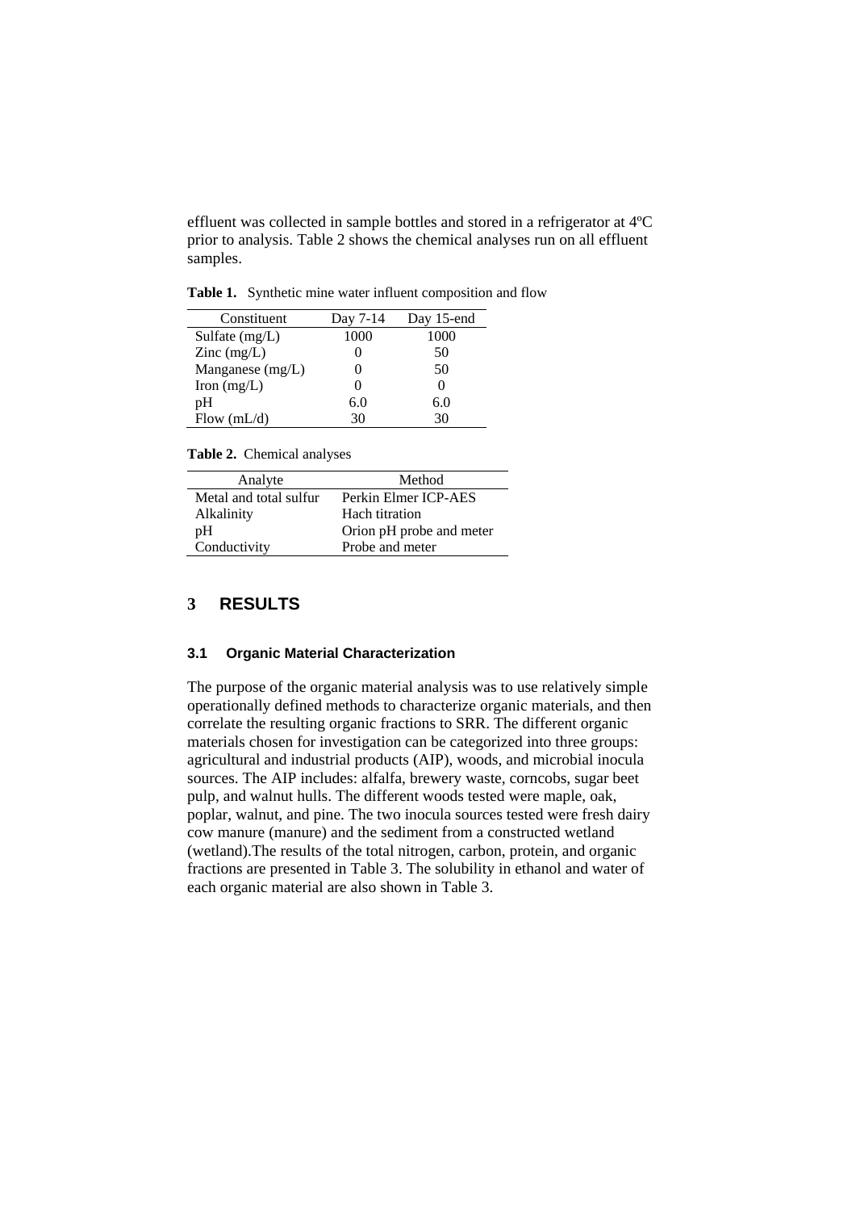effluent was collected in sample bottles and stored in a refrigerator at 4ºC prior to analysis. Table 2 shows the chemical analyses run on all effluent samples.

**Table 1.** Synthetic mine water influent composition and flow

| Constituent | Day 7-14 | Day 15-end |
|---|---|---|
| Sulfate (mg/L) | 1000 | 1000 |
| Zinc (mg/L) | 0 | 50 |
| Manganese (mg/L) | 0 | 50 |
| Iron (mg/L) | 0 | 0 |
| pH | 6.0 | 6.0 |
| Flow (mL/d) | 30 | 30 |

**Table 2.** Chemical analyses

| Analyte | Method |
|---|---|
| Metal and total sulfur | Perkin Elmer ICP-AES |
| Alkalinity | Hach titration |
| pH | Orion pH probe and meter |
| Conductivity | Probe and meter |

## 3 RESULTS

### 3.1 Organic Material Characterization

The purpose of the organic material analysis was to use relatively simple operationally defined methods to characterize organic materials, and then correlate the resulting organic fractions to SRR. The different organic materials chosen for investigation can be categorized into three groups: agricultural and industrial products (AIP), woods, and microbial inocula sources. The AIP includes: alfalfa, brewery waste, corncobs, sugar beet pulp, and walnut hulls. The different woods tested were maple, oak, poplar, walnut, and pine. The two inocula sources tested were fresh dairy cow manure (manure) and the sediment from a constructed wetland (wetland).The results of the total nitrogen, carbon, protein, and organic fractions are presented in Table 3. The solubility in ethanol and water of each organic material are also shown in Table 3.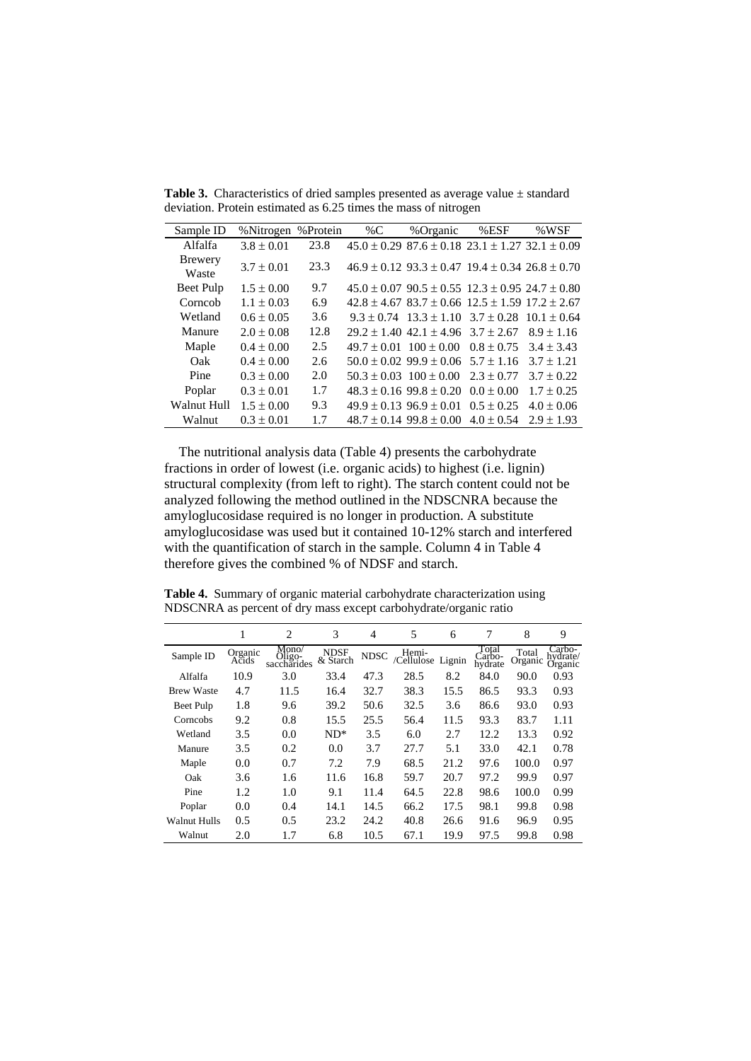**Table 3.** Characteristics of dried samples presented as average value ± standard deviation. Protein estimated as 6.25 times the mass of nitrogen

| Sample ID | %Nitrogen | %Protein | %C | %Organic | %ESF | %WSF |
|---|---|---|---|---|---|---|
| Alfalfa | 3.8 ± 0.01 | 23.8 | 45.0 ± 0.29 | 87.6 ± 0.18 | 23.1 ± 1.27 | 32.1 ± 0.09 |
| Brewery Waste | 3.7 ± 0.01 | 23.3 | 46.9 ± 0.12 | 93.3 ± 0.47 | 19.4 ± 0.34 | 26.8 ± 0.70 |
| Beet Pulp | 1.5 ± 0.00 | 9.7 | 45.0 ± 0.07 | 90.5 ± 0.55 | 12.3 ± 0.95 | 24.7 ± 0.80 |
| Corncob | 1.1 ± 0.03 | 6.9 | 42.8 ± 4.67 | 83.7 ± 0.66 | 12.5 ± 1.59 | 17.2 ± 2.67 |
| Wetland | 0.6 ± 0.05 | 3.6 | 9.3 ± 0.74 | 13.3 ± 1.10 | 3.7 ± 0.28 | 10.1 ± 0.64 |
| Manure | 2.0 ± 0.08 | 12.8 | 29.2 ± 1.40 | 42.1 ± 4.96 | 3.7 ± 2.67 | 8.9 ± 1.16 |
| Maple | 0.4 ± 0.00 | 2.5 | 49.7 ± 0.01 | 100 ± 0.00 | 0.8 ± 0.75 | 3.4 ± 3.43 |
| Oak | 0.4 ± 0.00 | 2.6 | 50.0 ± 0.02 | 99.9 ± 0.06 | 5.7 ± 1.16 | 3.7 ± 1.21 |
| Pine | 0.3 ± 0.00 | 2.0 | 50.3 ± 0.03 | 100 ± 0.00 | 2.3 ± 0.77 | 3.7 ± 0.22 |
| Poplar | 0.3 ± 0.01 | 1.7 | 48.3 ± 0.16 | 99.8 ± 0.20 | 0.0 ± 0.00 | 1.7 ± 0.25 |
| Walnut Hull | 1.5 ± 0.00 | 9.3 | 49.9 ± 0.13 | 96.9 ± 0.01 | 0.5 ± 0.25 | 4.0 ± 0.06 |
| Walnut | 0.3 ± 0.01 | 1.7 | 48.7 ± 0.14 | 99.8 ± 0.00 | 4.0 ± 0.54 | 2.9 ± 1.93 |

The nutritional analysis data (Table 4) presents the carbohydrate fractions in order of lowest (i.e. organic acids) to highest (i.e. lignin) structural complexity (from left to right). The starch content could not be analyzed following the method outlined in the NDSCNRA because the amyloglucosidase required is no longer in production. A substitute amyloglucosidase was used but it contained 10-12% starch and interfered with the quantification of starch in the sample. Column 4 in Table 4 therefore gives the combined % of NDSF and starch.

**Table 4.** Summary of organic material carbohydrate characterization using NDSCNRA as percent of dry mass except carbohydrate/organic ratio

| | 1 | 2 | 3 | 4 | 5 | 6 | 7 | 8 | 9 |
|---|---|---|---|---|---|---|---|---|---|
| Sample ID | Organic Acids | Mono/ Oligo-saccharides | NDSF & Starch | NDSC | Hemi-/Cellulose | Lignin | Total Carbo-hydrate | Total Organic | Carbo-hydrate/ Organic |
| Alfalfa | 10.9 | 3.0 | 33.4 | 47.3 | 28.5 | 8.2 | 84.0 | 90.0 | 0.93 |
| Brew Waste | 4.7 | 11.5 | 16.4 | 32.7 | 38.3 | 15.5 | 86.5 | 93.3 | 0.93 |
| Beet Pulp | 1.8 | 9.6 | 39.2 | 50.6 | 32.5 | 3.6 | 86.6 | 93.0 | 0.93 |
| Corncobs | 9.2 | 0.8 | 15.5 | 25.5 | 56.4 | 11.5 | 93.3 | 83.7 | 1.11 |
| Wetland | 3.5 | 0.0 | ND* | 3.5 | 6.0 | 2.7 | 12.2 | 13.3 | 0.92 |
| Manure | 3.5 | 0.2 | 0.0 | 3.7 | 27.7 | 5.1 | 33.0 | 42.1 | 0.78 |
| Maple | 0.0 | 0.7 | 7.2 | 7.9 | 68.5 | 21.2 | 97.6 | 100.0 | 0.97 |
| Oak | 3.6 | 1.6 | 11.6 | 16.8 | 59.7 | 20.7 | 97.2 | 99.9 | 0.97 |
| Pine | 1.2 | 1.0 | 9.1 | 11.4 | 64.5 | 22.8 | 98.6 | 100.0 | 0.99 |
| Poplar | 0.0 | 0.4 | 14.1 | 14.5 | 66.2 | 17.5 | 98.1 | 99.8 | 0.98 |
| Walnut Hulls | 0.5 | 0.5 | 23.2 | 24.2 | 40.8 | 26.6 | 91.6 | 96.9 | 0.95 |
| Walnut | 2.0 | 1.7 | 6.8 | 10.5 | 67.1 | 19.9 | 97.5 | 99.8 | 0.98 |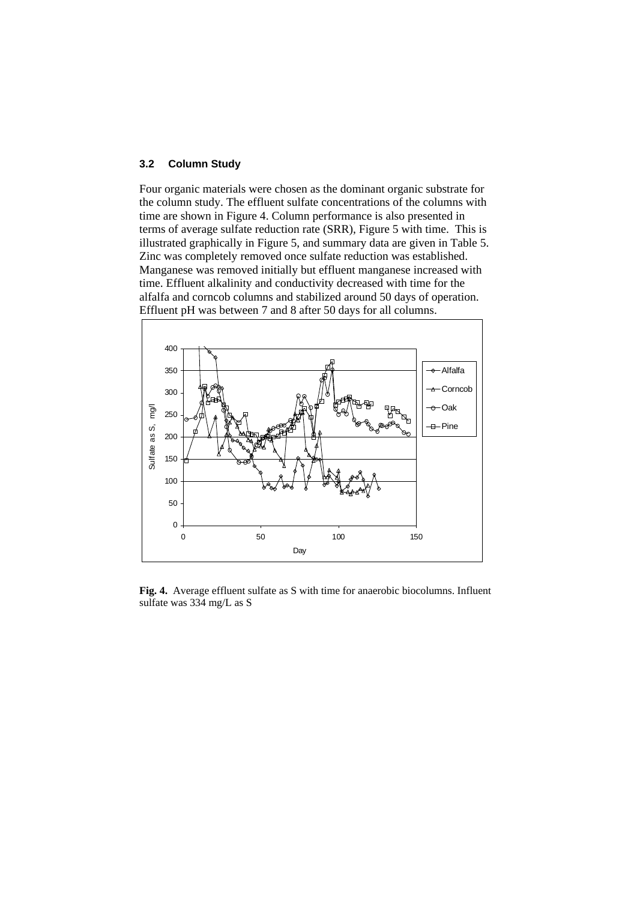### 3.2 Column Study

Four organic materials were chosen as the dominant organic substrate for the column study. The effluent sulfate concentrations of the columns with time are shown in Figure 4. Column performance is also presented in terms of average sulfate reduction rate (SRR), Figure 5 with time. This is illustrated graphically in Figure 5, and summary data are given in Table 5. Zinc was completely removed once sulfate reduction was established. Manganese was removed initially but effluent manganese increased with time. Effluent alkalinity and conductivity decreased with time for the alfalfa and corncob columns and stabilized around 50 days of operation. Effluent pH was between 7 and 8 after 50 days for all columns.

**Fig. 4.** Average effluent sulfate as S with time for anaerobic biocolumns. Influent sulfate was 334 mg/L as S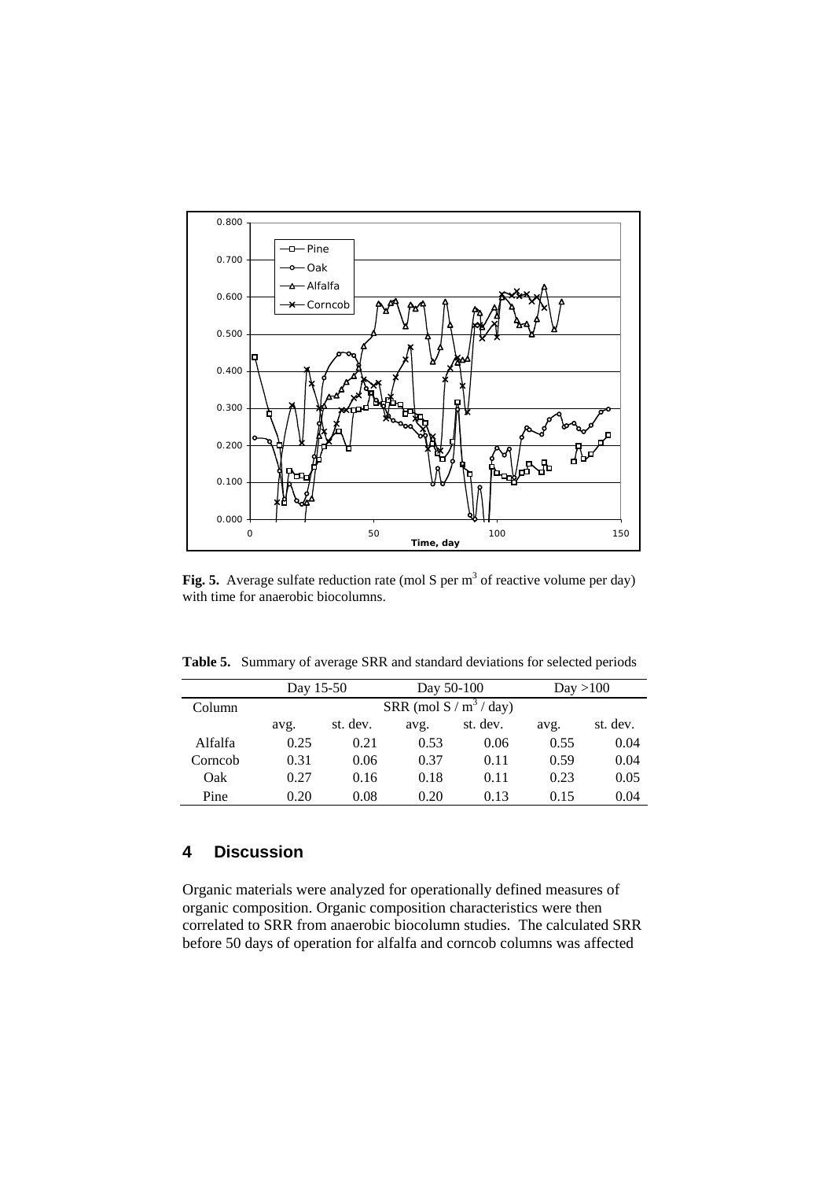**Fig. 5.** Average sulfate reduction rate (mol S per $m^3$ of reactive volume per day) with time for anaerobic biocolumns.

**Table 5.** Summary of average SRR and standard deviations for selected periods

| | Day 15-50 | | Day 50-100 | | Day >100 | |
|---|---|---|---|---|---|---|
| Column | SRR (mol S / $m^3$ / day) | | | | | |
| | avg. | st. dev. | avg. | st. dev. | avg. | st. dev. |
| Alfalfa | 0.25 | 0.21 | 0.53 | 0.06 | 0.55 | 0.04 |
| Corncob | 0.31 | 0.06 | 0.37 | 0.11 | 0.59 | 0.04 |
| Oak | 0.27 | 0.16 | 0.18 | 0.11 | 0.23 | 0.05 |
| Pine | 0.20 | 0.08 | 0.20 | 0.13 | 0.15 | 0.04 |

## 4 Discussion

Organic materials were analyzed for operationally defined measures of organic composition. Organic composition characteristics were then correlated to SRR from anaerobic biocolumn studies. The calculated SRR before 50 days of operation for alfalfa and corncob columns was affected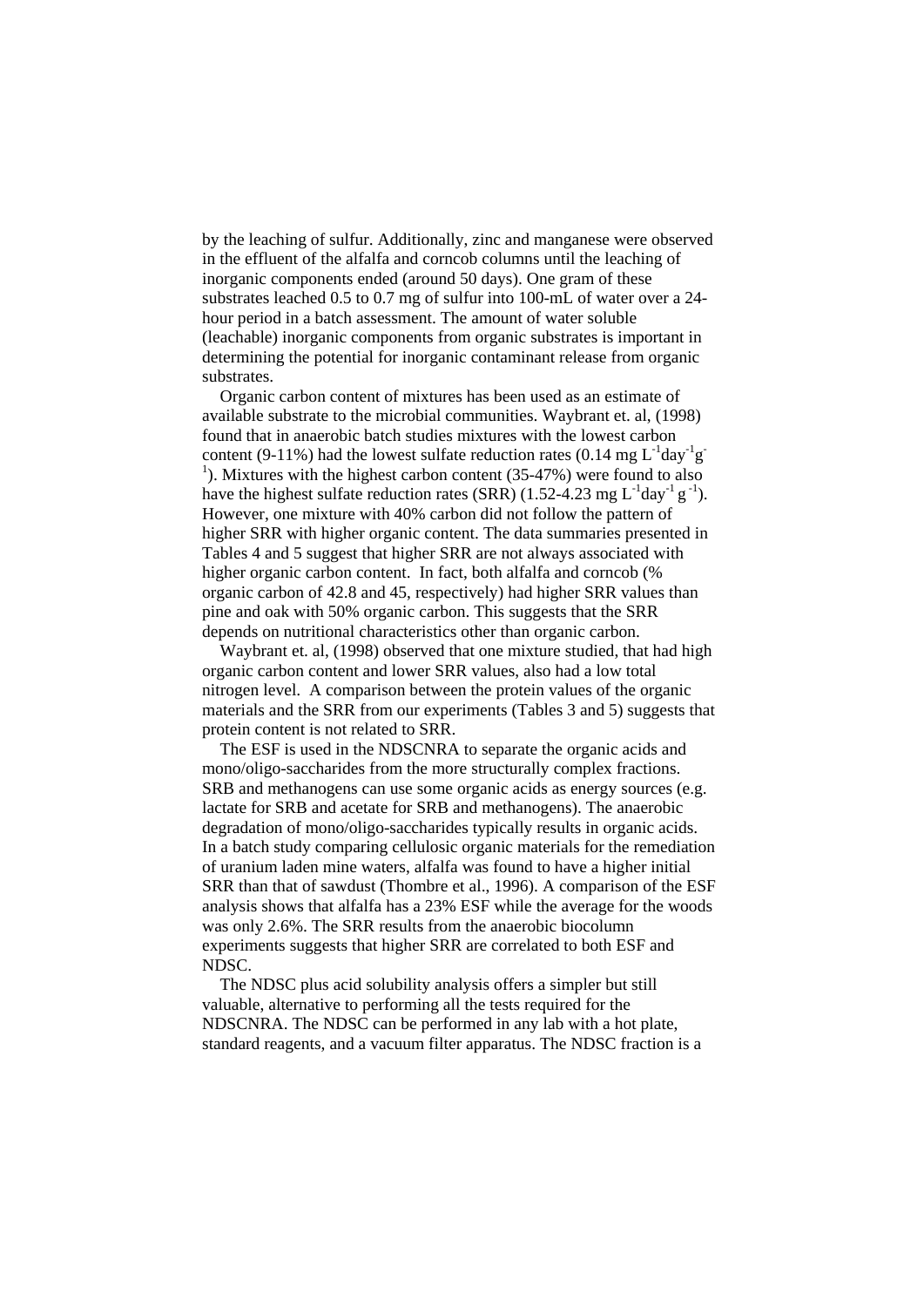by the leaching of sulfur. Additionally, zinc and manganese were observed in the effluent of the alfalfa and corncob columns until the leaching of inorganic components ended (around 50 days). One gram of these substrates leached 0.5 to 0.7 mg of sulfur into 100-mL of water over a 24-hour period in a batch assessment. The amount of water soluble (leachable) inorganic components from organic substrates is important in determining the potential for inorganic contaminant release from organic substrates.

Organic carbon content of mixtures has been used as an estimate of available substrate to the microbial communities. Waybrant et. al, (1998) found that in anaerobic batch studies mixtures with the lowest carbon content (9-11%) had the lowest sulfate reduction rates (0.14 mg $L^{-1}day^{-1}g^{-1}$). Mixtures with the highest carbon content (35-47%) were found to also have the highest sulfate reduction rates (SRR) (1.52-4.23 mg $L^{-1}day^{-1}$ $g^{-1}$). However, one mixture with 40% carbon did not follow the pattern of higher SRR with higher organic content. The data summaries presented in Tables 4 and 5 suggest that higher SRR are not always associated with higher organic carbon content. In fact, both alfalfa and corncob (% organic carbon of 42.8 and 45, respectively) had higher SRR values than pine and oak with 50% organic carbon. This suggests that the SRR depends on nutritional characteristics other than organic carbon.

Waybrant et. al, (1998) observed that one mixture studied, that had high organic carbon content and lower SRR values, also had a low total nitrogen level. A comparison between the protein values of the organic materials and the SRR from our experiments (Tables 3 and 5) suggests that protein content is not related to SRR.

The ESF is used in the NDSCNRA to separate the organic acids and mono/oligo-saccharides from the more structurally complex fractions. SRB and methanogens can use some organic acids as energy sources (e.g. lactate for SRB and acetate for SRB and methanogens). The anaerobic degradation of mono/oligo-saccharides typically results in organic acids. In a batch study comparing cellulosic organic materials for the remediation of uranium laden mine waters, alfalfa was found to have a higher initial SRR than that of sawdust (Thombre et al., 1996). A comparison of the ESF analysis shows that alfalfa has a 23% ESF while the average for the woods was only 2.6%. The SRR results from the anaerobic biocolumn experiments suggests that higher SRR are correlated to both ESF and NDSC.

The NDSC plus acid solubility analysis offers a simpler but still valuable, alternative to performing all the tests required for the NDSCNRA. The NDSC can be performed in any lab with a hot plate, standard reagents, and a vacuum filter apparatus. The NDSC fraction is a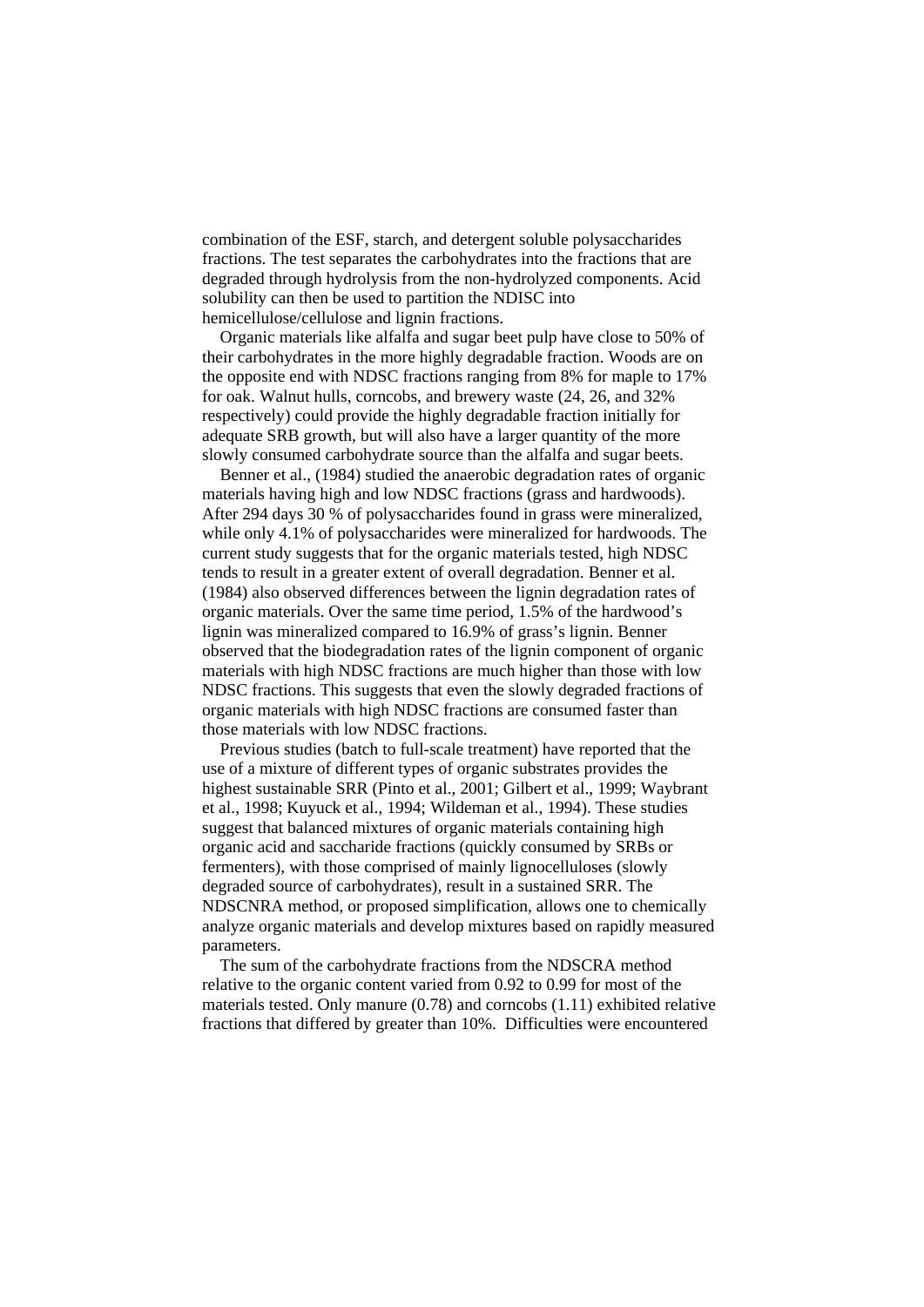combination of the ESF, starch, and detergent soluble polysaccharides fractions. The test separates the carbohydrates into the fractions that are degraded through hydrolysis from the non-hydrolyzed components. Acid solubility can then be used to partition the NDISC into hemicellulose/cellulose and lignin fractions.

Organic materials like alfalfa and sugar beet pulp have close to 50% of their carbohydrates in the more highly degradable fraction. Woods are on the opposite end with NDSC fractions ranging from 8% for maple to 17% for oak. Walnut hulls, corncobs, and brewery waste (24, 26, and 32% respectively) could provide the highly degradable fraction initially for adequate SRB growth, but will also have a larger quantity of the more slowly consumed carbohydrate source than the alfalfa and sugar beets.

Benner et al., (1984) studied the anaerobic degradation rates of organic materials having high and low NDSC fractions (grass and hardwoods). After 294 days 30 % of polysaccharides found in grass were mineralized, while only 4.1% of polysaccharides were mineralized for hardwoods. The current study suggests that for the organic materials tested, high NDSC tends to result in a greater extent of overall degradation. Benner et al. (1984) also observed differences between the lignin degradation rates of organic materials. Over the same time period, 1.5% of the hardwood's lignin was mineralized compared to 16.9% of grass's lignin. Benner observed that the biodegradation rates of the lignin component of organic materials with high NDSC fractions are much higher than those with low NDSC fractions. This suggests that even the slowly degraded fractions of organic materials with high NDSC fractions are consumed faster than those materials with low NDSC fractions.

Previous studies (batch to full-scale treatment) have reported that the use of a mixture of different types of organic substrates provides the highest sustainable SRR (Pinto et al., 2001; Gilbert et al., 1999; Waybrant et al., 1998; Kuyuck et al., 1994; Wildeman et al., 1994). These studies suggest that balanced mixtures of organic materials containing high organic acid and saccharide fractions (quickly consumed by SRBs or fermenters), with those comprised of mainly lignocelluloses (slowly degraded source of carbohydrates), result in a sustained SRR. The NDSCNRA method, or proposed simplification, allows one to chemically analyze organic materials and develop mixtures based on rapidly measured parameters.

The sum of the carbohydrate fractions from the NDSCRA method relative to the organic content varied from 0.92 to 0.99 for most of the materials tested. Only manure (0.78) and corncobs (1.11) exhibited relative fractions that differed by greater than 10%. Difficulties were encountered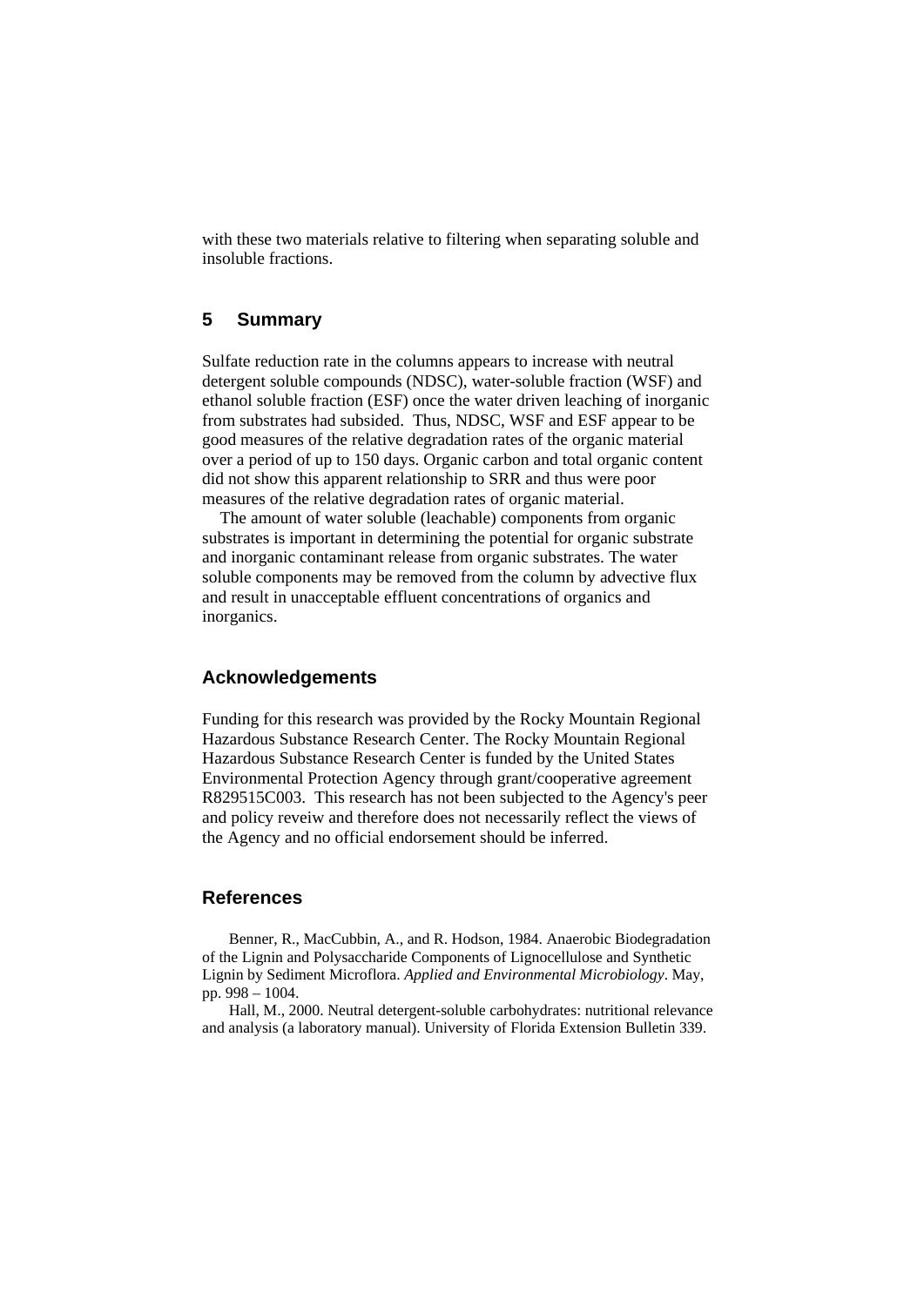with these two materials relative to filtering when separating soluble and insoluble fractions.

## 5 Summary

Sulfate reduction rate in the columns appears to increase with neutral detergent soluble compounds (NDSC), water-soluble fraction (WSF) and ethanol soluble fraction (ESF) once the water driven leaching of inorganic from substrates had subsided. Thus, NDSC, WSF and ESF appear to be good measures of the relative degradation rates of the organic material over a period of up to 150 days. Organic carbon and total organic content did not show this apparent relationship to SRR and thus were poor measures of the relative degradation rates of organic material.

The amount of water soluble (leachable) components from organic substrates is important in determining the potential for organic substrate and inorganic contaminant release from organic substrates. The water soluble components may be removed from the column by advective flux and result in unacceptable effluent concentrations of organics and inorganics.

## Acknowledgements

Funding for this research was provided by the Rocky Mountain Regional Hazardous Substance Research Center. The Rocky Mountain Regional Hazardous Substance Research Center is funded by the United States Environmental Protection Agency through grant/cooperative agreement R829515C003. This research has not been subjected to the Agency's peer and policy reveiw and therefore does not necessarily reflect the views of the Agency and no official endorsement should be inferred.

## References

Benner, R., MacCubbin, A., and R. Hodson, 1984. Anaerobic Biodegradation of the Lignin and Polysaccharide Components of Lignocellulose and Synthetic Lignin by Sediment Microflora. *Applied and Environmental Microbiology*. May, pp. 998 – 1004.

Hall, M., 2000. Neutral detergent-soluble carbohydrates: nutritional relevance and analysis (a laboratory manual). University of Florida Extension Bulletin 339.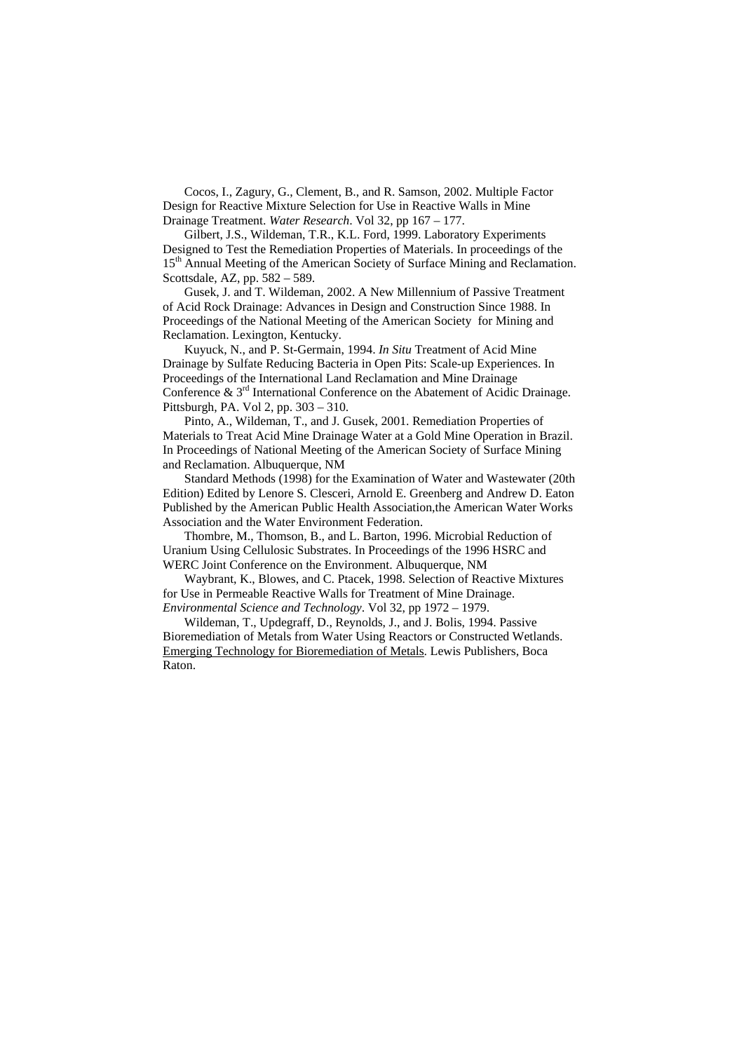Cocos, I., Zagury, G., Clement, B., and R. Samson, 2002. Multiple Factor Design for Reactive Mixture Selection for Use in Reactive Walls in Mine Drainage Treatment. *Water Research*. Vol 32, pp 167 – 177.

Gilbert, J.S., Wildeman, T.R., K.L. Ford, 1999. Laboratory Experiments Designed to Test the Remediation Properties of Materials. In proceedings of the 15th Annual Meeting of the American Society of Surface Mining and Reclamation. Scottsdale, AZ, pp. 582 – 589.

Gusek, J. and T. Wildeman, 2002. A New Millennium of Passive Treatment of Acid Rock Drainage: Advances in Design and Construction Since 1988. In Proceedings of the National Meeting of the American Society for Mining and Reclamation. Lexington, Kentucky.

Kuyuck, N., and P. St-Germain, 1994. *In Situ* Treatment of Acid Mine Drainage by Sulfate Reducing Bacteria in Open Pits: Scale-up Experiences. In Proceedings of the International Land Reclamation and Mine Drainage Conference & 3rd International Conference on the Abatement of Acidic Drainage. Pittsburgh, PA. Vol 2, pp. 303 – 310.

Pinto, A., Wildeman, T., and J. Gusek, 2001. Remediation Properties of Materials to Treat Acid Mine Drainage Water at a Gold Mine Operation in Brazil. In Proceedings of National Meeting of the American Society of Surface Mining and Reclamation. Albuquerque, NM

Standard Methods (1998) for the Examination of Water and Wastewater (20th Edition) Edited by Lenore S. Clesceri, Arnold E. Greenberg and Andrew D. Eaton Published by the American Public Health Association,the American Water Works Association and the Water Environment Federation.

Thombre, M., Thomson, B., and L. Barton, 1996. Microbial Reduction of Uranium Using Cellulosic Substrates. In Proceedings of the 1996 HSRC and WERC Joint Conference on the Environment. Albuquerque, NM

Waybrant, K., Blowes, and C. Ptacek, 1998. Selection of Reactive Mixtures for Use in Permeable Reactive Walls for Treatment of Mine Drainage. *Environmental Science and Technology*. Vol 32, pp 1972 – 1979.

Wildeman, T., Updegraff, D., Reynolds, J., and J. Bolis, 1994. Passive Bioremediation of Metals from Water Using Reactors or Constructed Wetlands. Emerging Technology for Bioremediation of Metals. Lewis Publishers, Boca Raton.